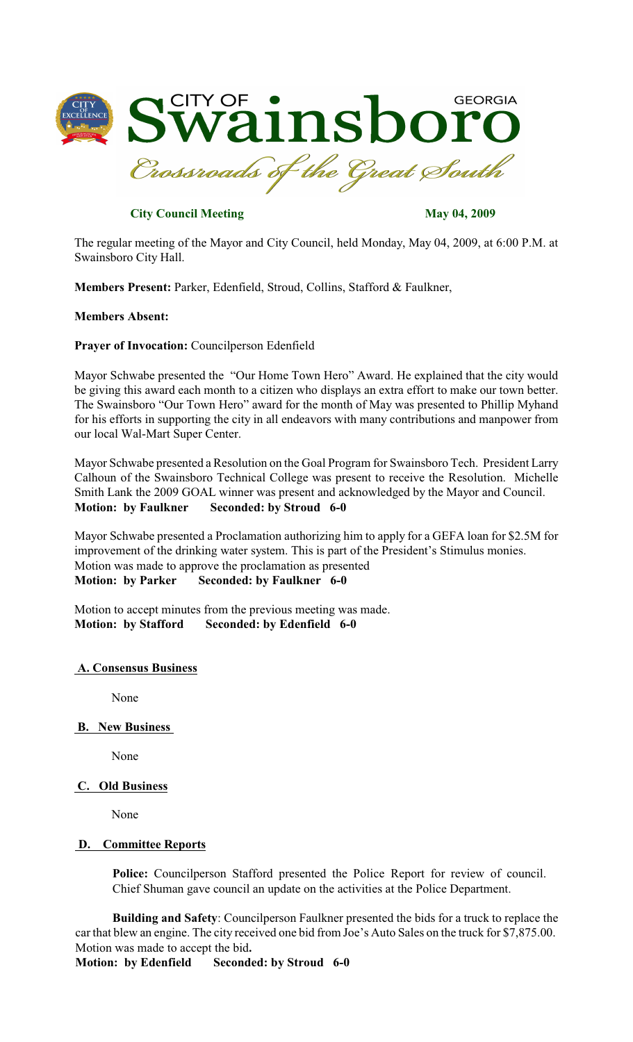# City of Swainsboro Georgia

*Crossroads of the Great South*

**City Council Meeting** **May 04, 2009**

The regular meeting of the Mayor and City Council, held Monday, May 04, 2009, at 6:00 P.M. at Swainsboro City Hall.

**Members Present:** Parker, Edenfield, Stroud, Collins, Stafford & Faulkner,

**Members Absent:**

**Prayer of Invocation:** Councilperson Edenfield

Mayor Schwabe presented the "Our Home Town Hero" Award. He explained that the city would be giving this award each month to a citizen who displays an extra effort to make our town better. The Swainsboro "Our Town Hero" award for the month of May was presented to Phillip Myhand for his efforts in supporting the city in all endeavors with many contributions and manpower from our local Wal-Mart Super Center.

Mayor Schwabe presented a Resolution on the Goal Program for Swainsboro Tech. President Larry Calhoun of the Swainsboro Technical College was present to receive the Resolution. Michelle Smith Lank the 2009 GOAL winner was present and acknowledged by the Mayor and Council.
**Motion: by Faulkner Seconded: by Stroud 6-0**

Mayor Schwabe presented a Proclamation authorizing him to apply for a GEFA loan for $2.5M for improvement of the drinking water system. This is part of the President's Stimulus monies. Motion was made to approve the proclamation as presented
**Motion: by Parker Seconded: by Faulkner 6-0**

Motion to accept minutes from the previous meeting was made.
**Motion: by Stafford Seconded: by Edenfield 6-0**

## A. Consensus Business

None

## B. New Business

None

## C. Old Business

None

## D. Committee Reports

**Police:** Councilperson Stafford presented the Police Report for review of council. Chief Shuman gave council an update on the activities at the Police Department.

**Building and Safety**: Councilperson Faulkner presented the bids for a truck to replace the car that blew an engine. The city received one bid from Joe's Auto Sales on the truck for $7,875.00. Motion was made to accept the bid**.**
**Motion: by Edenfield Seconded: by Stroud 6-0**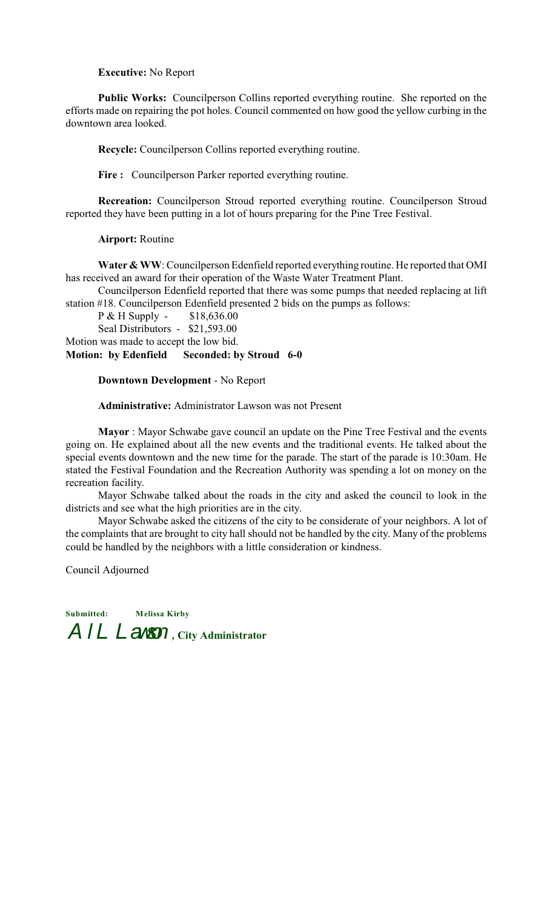**Executive:** No Report

**Public Works:** Councilperson Collins reported everything routine. She reported on the efforts made on repairing the pot holes. Council commented on how good the yellow curbing in the downtown area looked.

**Recycle:** Councilperson Collins reported everything routine.

**Fire :** Councilperson Parker reported everything routine.

**Recreation:** Councilperson Stroud reported everything routine. Councilperson Stroud reported they have been putting in a lot of hours preparing for the Pine Tree Festival.

**Airport:** Routine

**Water & WW**: Councilperson Edenfield reported everything routine. He reported that OMI has received an award for their operation of the Waste Water Treatment Plant.

Councilperson Edenfield reported that there was some pumps that needed replacing at lift station #18. Councilperson Edenfield presented 2 bids on the pumps as follows:

P & H Supply - $18,636.00
Seal Distributors - $21,593.00

Motion was made to accept the low bid.

**Motion: by Edenfield Seconded: by Stroud 6-0**

**Downtown Development** - No Report

**Administrative:** Administrator Lawson was not Present

**Mayor** : Mayor Schwabe gave council an update on the Pine Tree Festival and the events going on. He explained about all the new events and the traditional events. He talked about the special events downtown and the new time for the parade. The start of the parade is 10:30am. He stated the Festival Foundation and the Recreation Authority was spending a lot on money on the recreation facility.

Mayor Schwabe talked about the roads in the city and asked the council to look in the districts and see what the high priorities are in the city.

Mayor Schwabe asked the citizens of the city to be considerate of your neighbors. A lot of the complaints that are brought to city hall should not be handled by the city. Many of the problems could be handled by the neighbors with a little consideration or kindness.

Council Adjourned

**Submitted: Melissa Kirby**

A L Lawson**, City Administrator**